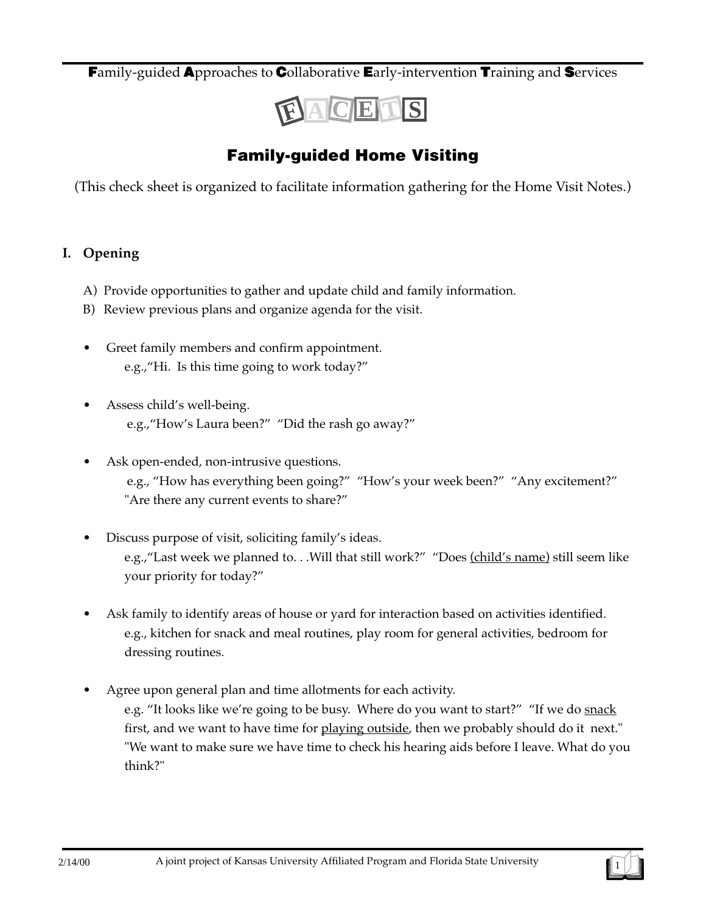**F**amily-guided **A**pproaches to **C**ollaborative **E**arly-intervention **T**raining and **S**ervices

FACETS

# Family-guided Home Visiting

(This check sheet is organized to facilitate information gathering for the Home Visit Notes.)

## I. Opening

A) Provide opportunities to gather and update child and family information.

B) Review previous plans and organize agenda for the visit.

- Greet family members and confirm appointment.
  e.g.,"Hi. Is this time going to work today?"

- Assess child's well-being.
  e.g.,"How's Laura been?" "Did the rash go away?"

- Ask open-ended, non-intrusive questions.
  e.g., "How has everything been going?" "How's your week been?" "Any excitement?" "Are there any current events to share?"

- Discuss purpose of visit, soliciting family's ideas.
  e.g.,"Last week we planned to. . .Will that still work?" "Does <u>(child's name)</u> still seem like your priority for today?"

- Ask family to identify areas of house or yard for interaction based on activities identified.
  e.g., kitchen for snack and meal routines, play room for general activities, bedroom for dressing routines.

- Agree upon general plan and time allotments for each activity.
  e.g. "It looks like we're going to be busy. Where do you want to start?" "If we do <u>snack</u> first, and we want to have time for <u>playing outside</u>, then we probably should do it next." "We want to make sure we have time to check his hearing aids before I leave. What do you think?"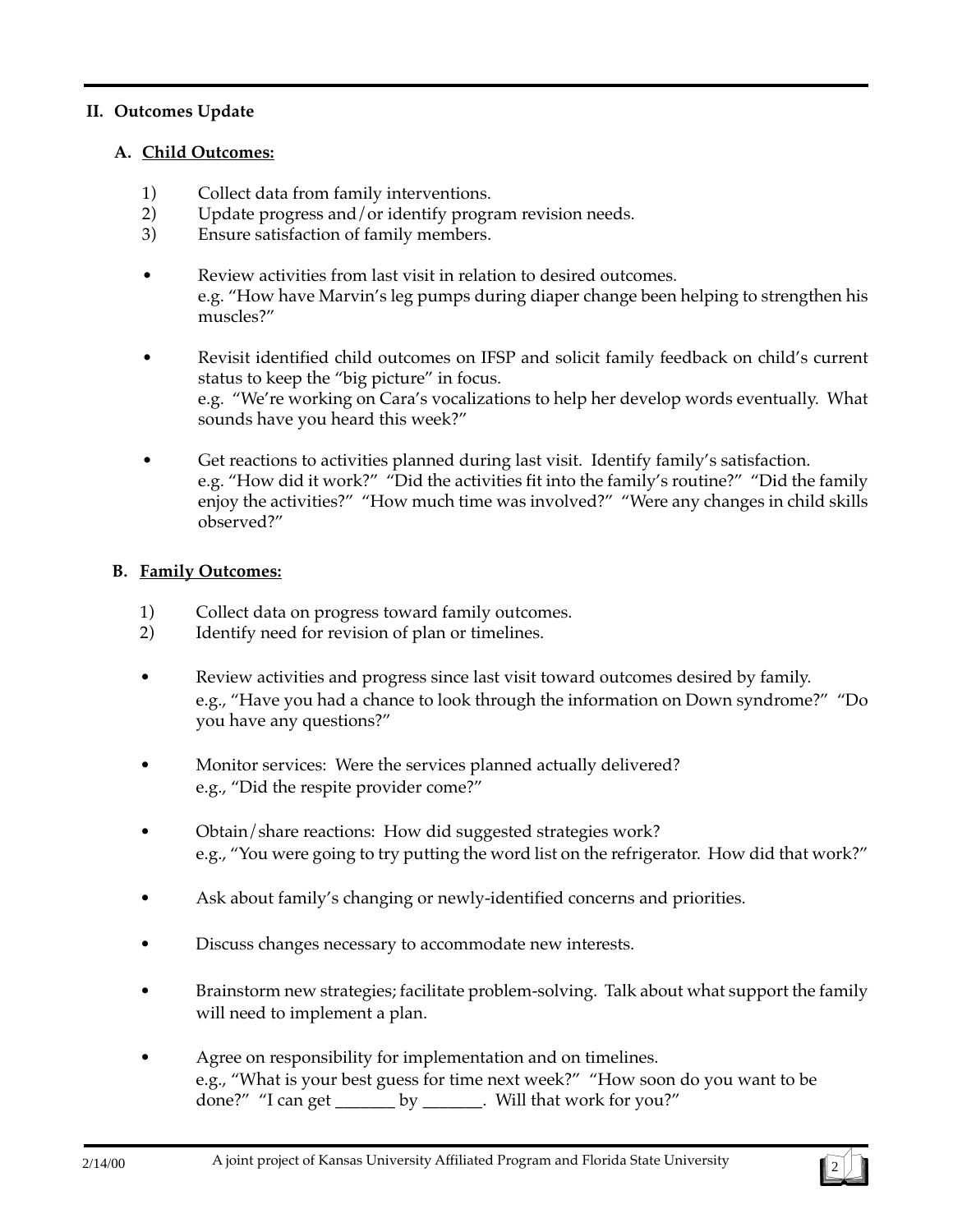## II. Outcomes Update

### A. Child Outcomes:

1) Collect data from family interventions.
2) Update progress and/or identify program revision needs.
3) Ensure satisfaction of family members.

- Review activities from last visit in relation to desired outcomes.
  e.g. "How have Marvin's leg pumps during diaper change been helping to strengthen his muscles?"

- Revisit identified child outcomes on IFSP and solicit family feedback on child's current status to keep the "big picture" in focus.
  e.g. "We're working on Cara's vocalizations to help her develop words eventually. What sounds have you heard this week?"

- Get reactions to activities planned during last visit. Identify family's satisfaction.
  e.g. "How did it work?" "Did the activities fit into the family's routine?" "Did the family enjoy the activities?" "How much time was involved?" "Were any changes in child skills observed?"

### B. Family Outcomes:

1) Collect data on progress toward family outcomes.
2) Identify need for revision of plan or timelines.

- Review activities and progress since last visit toward outcomes desired by family.
  e.g., "Have you had a chance to look through the information on Down syndrome?" "Do you have any questions?"

- Monitor services: Were the services planned actually delivered?
  e.g., "Did the respite provider come?"

- Obtain/share reactions: How did suggested strategies work?
  e.g., "You were going to try putting the word list on the refrigerator. How did that work?"

- Ask about family's changing or newly-identified concerns and priorities.

- Discuss changes necessary to accommodate new interests.

- Brainstorm new strategies; facilitate problem-solving. Talk about what support the family will need to implement a plan.

- Agree on responsibility for implementation and on timelines.
  e.g., "What is your best guess for time next week?" "How soon do you want to be done?" "I can get _______ by _______. Will that work for you?"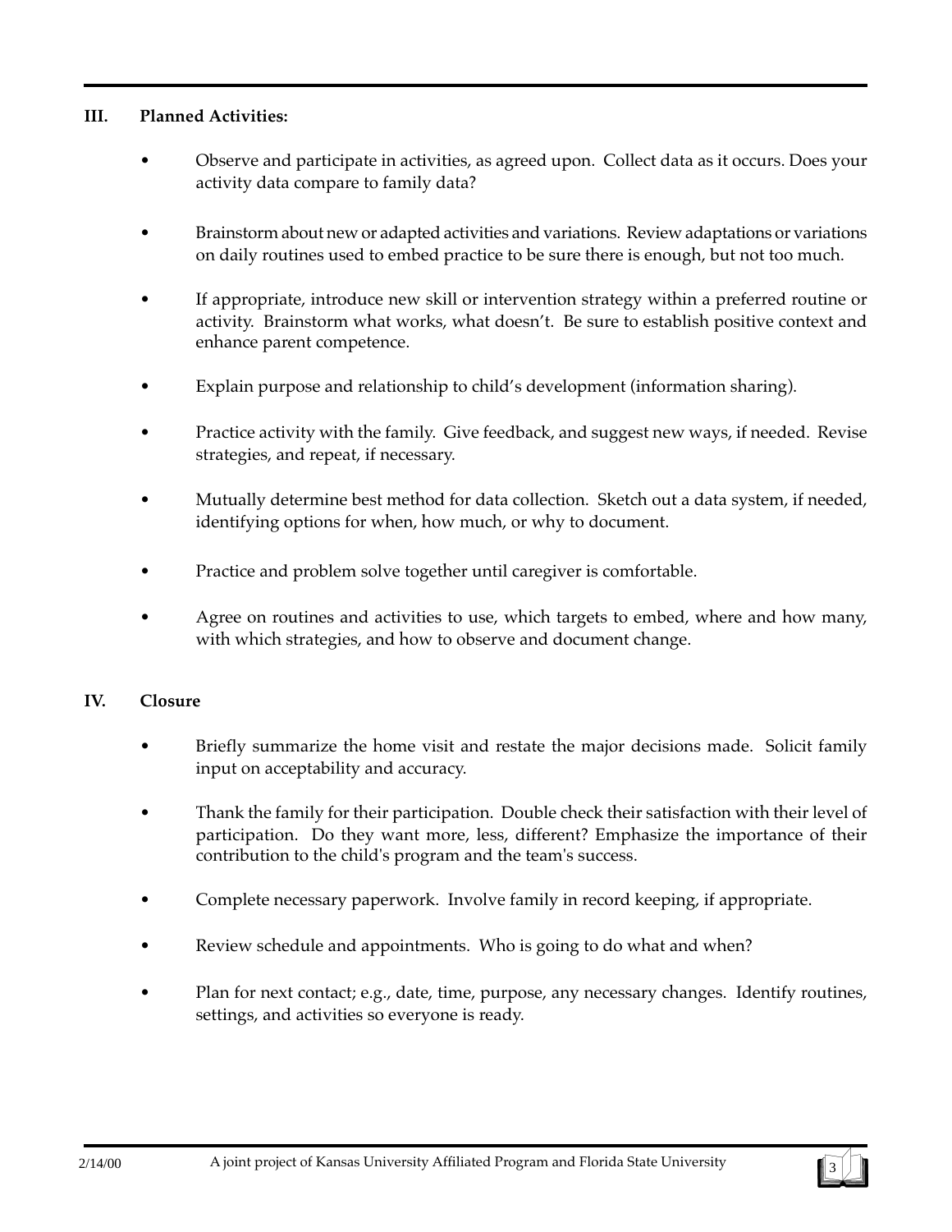## III. Planned Activities:

- Observe and participate in activities, as agreed upon. Collect data as it occurs. Does your activity data compare to family data?
- Brainstorm about new or adapted activities and variations. Review adaptations or variations on daily routines used to embed practice to be sure there is enough, but not too much.
- If appropriate, introduce new skill or intervention strategy within a preferred routine or activity. Brainstorm what works, what doesn't. Be sure to establish positive context and enhance parent competence.
- Explain purpose and relationship to child's development (information sharing).
- Practice activity with the family. Give feedback, and suggest new ways, if needed. Revise strategies, and repeat, if necessary.
- Mutually determine best method for data collection. Sketch out a data system, if needed, identifying options for when, how much, or why to document.
- Practice and problem solve together until caregiver is comfortable.
- Agree on routines and activities to use, which targets to embed, where and how many, with which strategies, and how to observe and document change.

## IV. Closure

- Briefly summarize the home visit and restate the major decisions made. Solicit family input on acceptability and accuracy.
- Thank the family for their participation. Double check their satisfaction with their level of participation. Do they want more, less, different? Emphasize the importance of their contribution to the child's program and the team's success.
- Complete necessary paperwork. Involve family in record keeping, if appropriate.
- Review schedule and appointments. Who is going to do what and when?
- Plan for next contact; e.g., date, time, purpose, any necessary changes. Identify routines, settings, and activities so everyone is ready.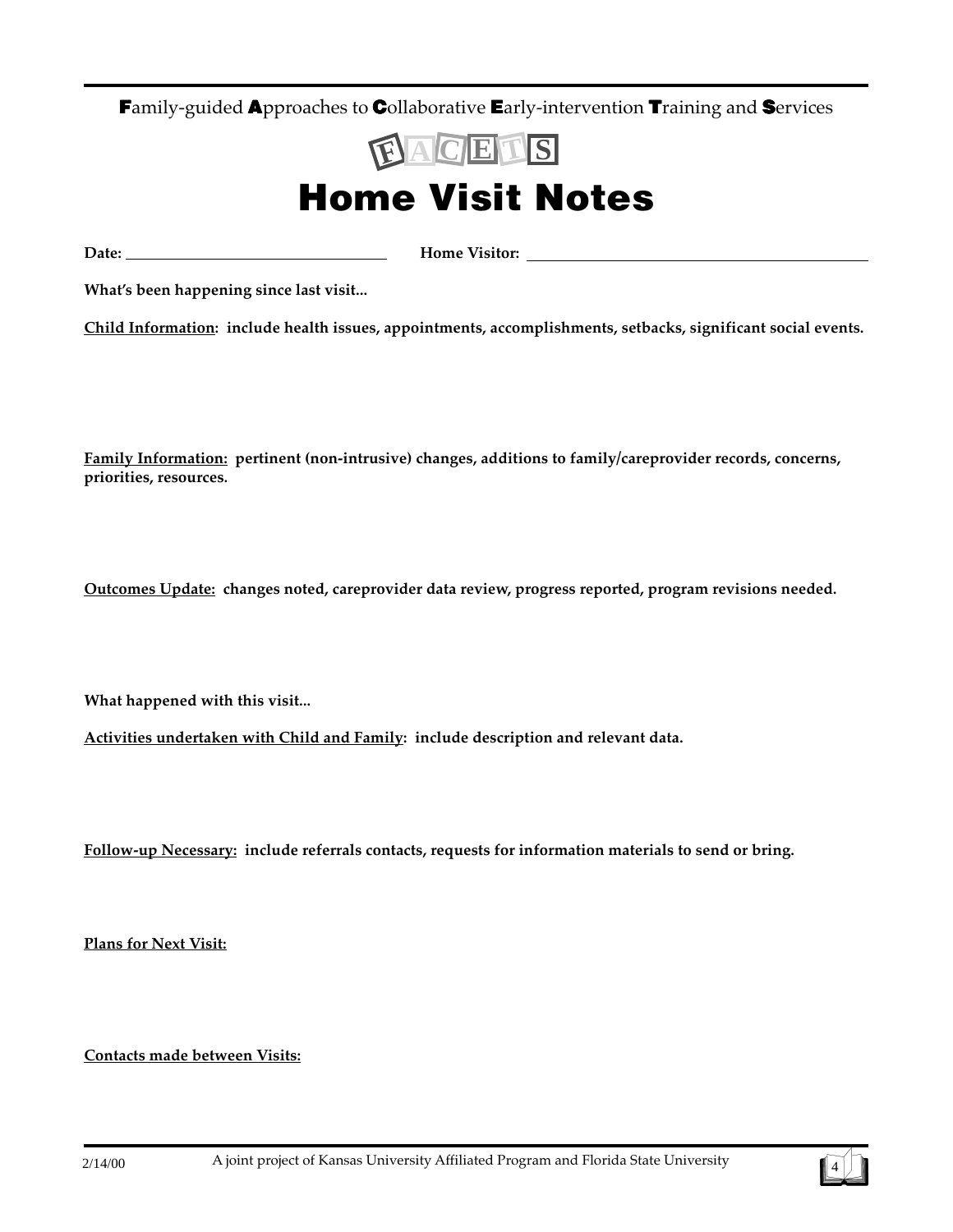**F**amily-guided **A**pproaches to **C**ollaborative **E**arly-intervention **T**raining and **S**ervices

FACETS

# Home Visit Notes

**Date:** ______________________ **Home Visitor:** ______________________________

**What's been happening since last visit...**

**Child Information: include health issues, appointments, accomplishments, setbacks, significant social events.**

**Family Information: pertinent (non-intrusive) changes, additions to family/careprovider records, concerns, priorities, resources.**

**Outcomes Update: changes noted, careprovider data review, progress reported, program revisions needed.**

**What happened with this visit...**

**Activities undertaken with Child and Family: include description and relevant data.**

**Follow-up Necessary: include referrals contacts, requests for information materials to send or bring.**

**Plans for Next Visit:**

**Contacts made between Visits:**

2/14/00 A joint project of Kansas University Affiliated Program and Florida State University